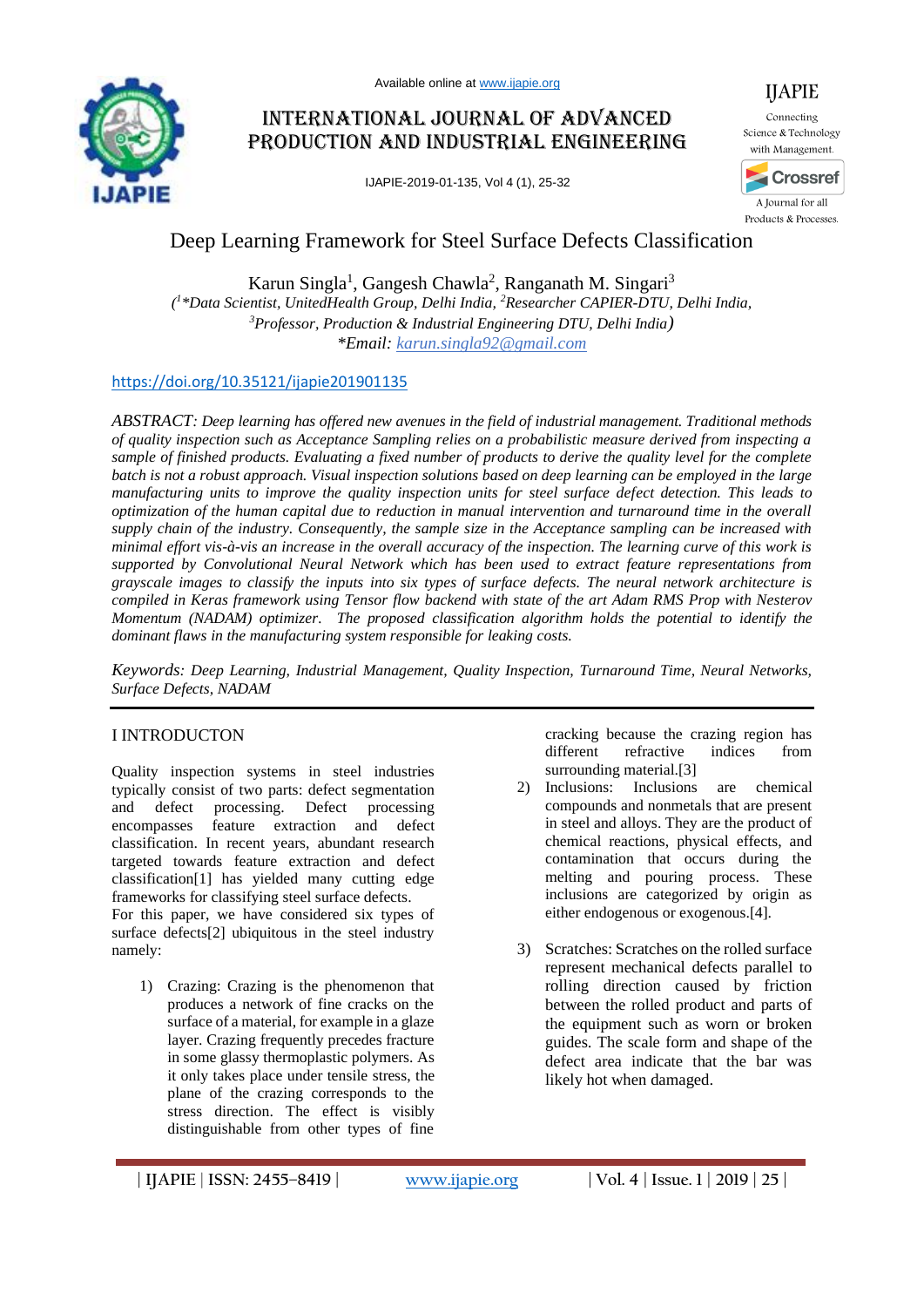# Deep Learning Framework for Steel Surface Defects Classification

Karun Singla[1], Gangesh Chawla[2], Ranganath M. Singari[3]

([1]*Data Scientist, UnitedHealth Group, Delhi India, [2]Researcher CAPIER-DTU, Delhi India, [3]Professor, Production & Industrial Engineering DTU, Delhi India)

*Email: karun.singla92@gmail.com

https://doi.org/10.35121/ijapie201901135

*ABSTRACT: Deep learning has offered new avenues in the field of industrial management. Traditional methods of quality inspection such as Acceptance Sampling relies on a probabilistic measure derived from inspecting a sample of finished products. Evaluating a fixed number of products to derive the quality level for the complete batch is not a robust approach. Visual inspection solutions based on deep learning can be employed in the large manufacturing units to improve the quality inspection units for steel surface defect detection. This leads to optimization of the human capital due to reduction in manual intervention and turnaround time in the overall supply chain of the industry. Consequently, the sample size in the Acceptance sampling can be increased with minimal effort vis-à-vis an increase in the overall accuracy of the inspection. The learning curve of this work is supported by Convolutional Neural Network which has been used to extract feature representations from grayscale images to classify the inputs into six types of surface defects. The neural network architecture is compiled in Keras framework using Tensor flow backend with state of the art Adam RMS Prop with Nesterov Momentum (NADAM) optimizer. The proposed classification algorithm holds the potential to identify the dominant flaws in the manufacturing system responsible for leaking costs.*

*Keywords: Deep Learning, Industrial Management, Quality Inspection, Turnaround Time, Neural Networks, Surface Defects, NADAM*

## I INTRODUCTON

Quality inspection systems in steel industries typically consist of two parts: defect segmentation and defect processing. Defect processing encompasses feature extraction and defect classification. In recent years, abundant research targeted towards feature extraction and defect classification[1] has yielded many cutting edge frameworks for classifying steel surface defects.

For this paper, we have considered six types of surface defects[2] ubiquitous in the steel industry namely:

1) Crazing: Crazing is the phenomenon that produces a network of fine cracks on the surface of a material, for example in a glaze layer. Crazing frequently precedes fracture in some glassy thermoplastic polymers. As it only takes place under tensile stress, the plane of the crazing corresponds to the stress direction. The effect is visibly distinguishable from other types of fine cracking because the crazing region has different refractive indices from surrounding material.[3]
2) Inclusions: Inclusions are chemical compounds and nonmetals that are present in steel and alloys. They are the product of chemical reactions, physical effects, and contamination that occurs during the melting and pouring process. These inclusions are categorized by origin as either endogenous or exogenous.[4].
3) Scratches: Scratches on the rolled surface represent mechanical defects parallel to rolling direction caused by friction between the rolled product and parts of the equipment such as worn or broken guides. The scale form and shape of the defect area indicate that the bar was likely hot when damaged.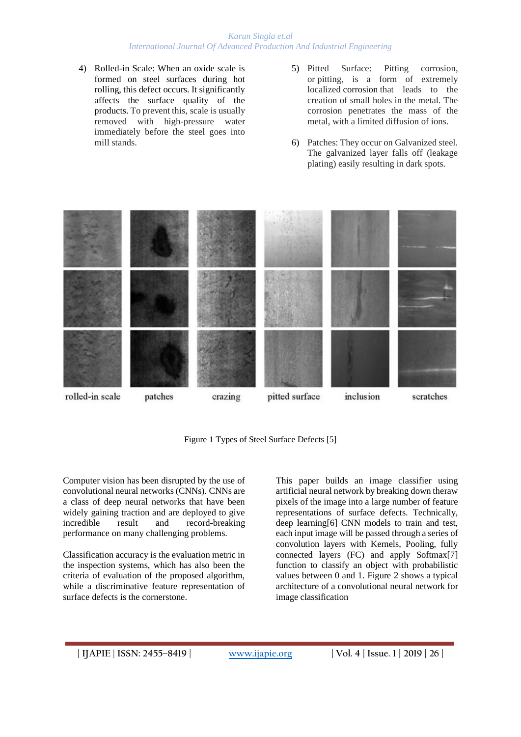4) Rolled-in Scale: When an oxide scale is formed on steel surfaces during hot rolling, this defect occurs. It significantly affects the surface quality of the products. To prevent this, scale is usually removed with high-pressure water immediately before the steel goes into mill stands.

5) Pitted Surface: Pitting corrosion, or pitting, is a form of extremely localized corrosion that leads to the creation of small holes in the metal. The corrosion penetrates the mass of the metal, with a limited diffusion of ions.

6) Patches: They occur on Galvanized steel. The galvanized layer falls off (leakage plating) easily resulting in dark spots.

rolled-in scale patches crazing pitted surface inclusion scratches

Figure 1 Types of Steel Surface Defects [5]

Computer vision has been disrupted by the use of convolutional neural networks (CNNs). CNNs are a class of deep neural networks that have been widely gaining traction and are deployed to give incredible result and record-breaking performance on many challenging problems.

Classification accuracy is the evaluation metric in the inspection systems, which has also been the criteria of evaluation of the proposed algorithm, while a discriminative feature representation of surface defects is the cornerstone.

This paper builds an image classifier using artificial neural network by breaking down theraw pixels of the image into a large number of feature representations of surface defects. Technically, deep learning[6] CNN models to train and test, each input image will be passed through a series of convolution layers with Kernels, Pooling, fully connected layers (FC) and apply Softmax[7] function to classify an object with probabilistic values between 0 and 1. Figure 2 shows a typical architecture of a convolutional neural network for image classification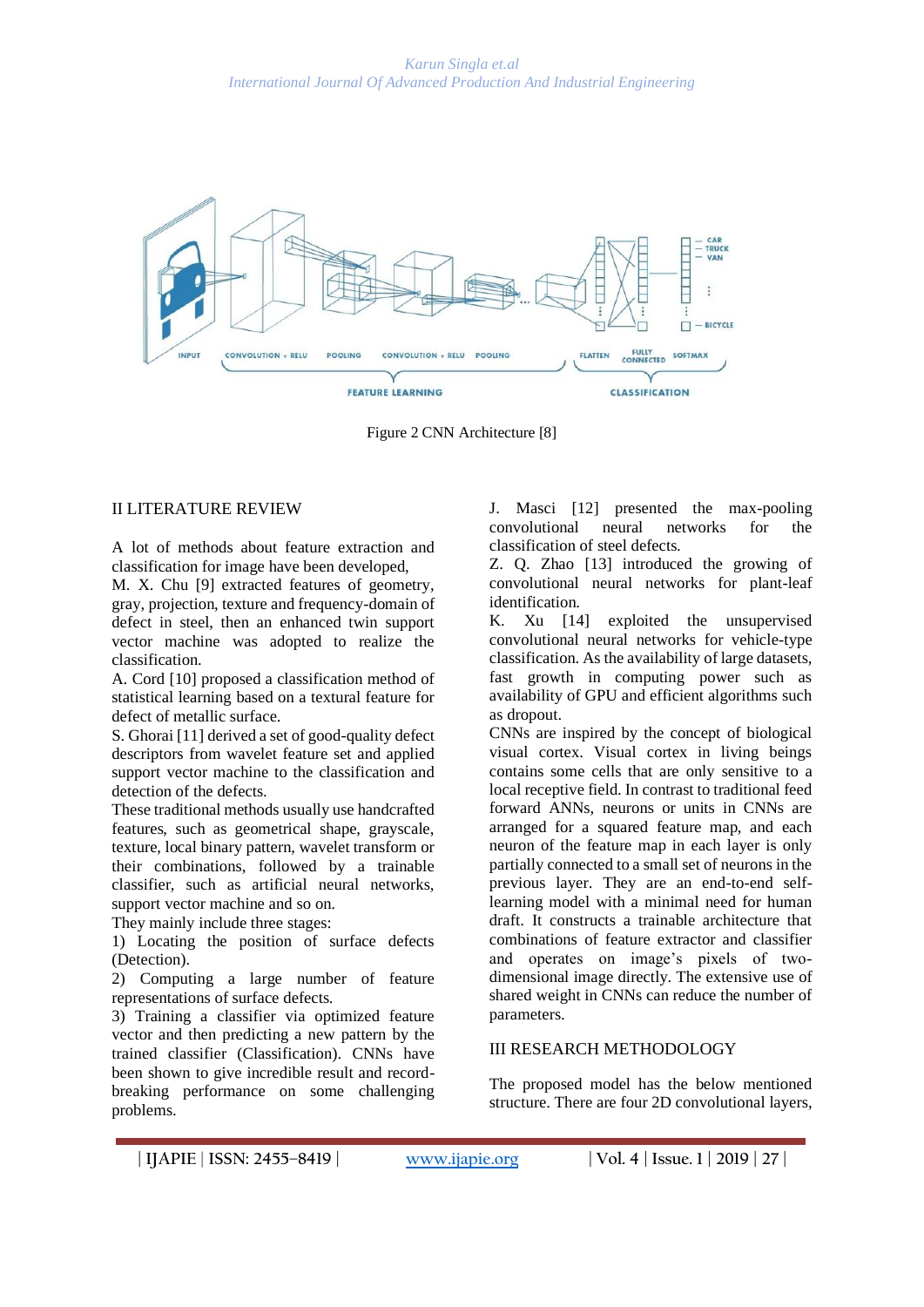Figure 2 CNN Architecture [8]

## II LITERATURE REVIEW

A lot of methods about feature extraction and classification for image have been developed,

M. X. Chu [9] extracted features of geometry, gray, projection, texture and frequency-domain of defect in steel, then an enhanced twin support vector machine was adopted to realize the classification.

A. Cord [10] proposed a classification method of statistical learning based on a textural feature for defect of metallic surface.

S. Ghorai [11] derived a set of good-quality defect descriptors from wavelet feature set and applied support vector machine to the classification and detection of the defects.

These traditional methods usually use handcrafted features, such as geometrical shape, grayscale, texture, local binary pattern, wavelet transform or their combinations, followed by a trainable classifier, such as artificial neural networks, support vector machine and so on.

They mainly include three stages:

1) Locating the position of surface defects (Detection).

2) Computing a large number of feature representations of surface defects.

3) Training a classifier via optimized feature vector and then predicting a new pattern by the trained classifier (Classification). CNNs have been shown to give incredible result and record-breaking performance on some challenging problems.

J. Masci [12] presented the max-pooling convolutional neural networks for the classification of steel defects.

Z. Q. Zhao [13] introduced the growing of convolutional neural networks for plant-leaf identification.

K. Xu [14] exploited the unsupervised convolutional neural networks for vehicle-type classification. As the availability of large datasets, fast growth in computing power such as availability of GPU and efficient algorithms such as dropout.

CNNs are inspired by the concept of biological visual cortex. Visual cortex in living beings contains some cells that are only sensitive to a local receptive field. In contrast to traditional feed forward ANNs, neurons or units in CNNs are arranged for a squared feature map, and each neuron of the feature map in each layer is only partially connected to a small set of neurons in the previous layer. They are an end-to-end self-learning model with a minimal need for human draft. It constructs a trainable architecture that combinations of feature extractor and classifier and operates on image's pixels of two-dimensional image directly. The extensive use of shared weight in CNNs can reduce the number of parameters.

## III RESEARCH METHODOLOGY

The proposed model has the below mentioned structure. There are four 2D convolutional layers,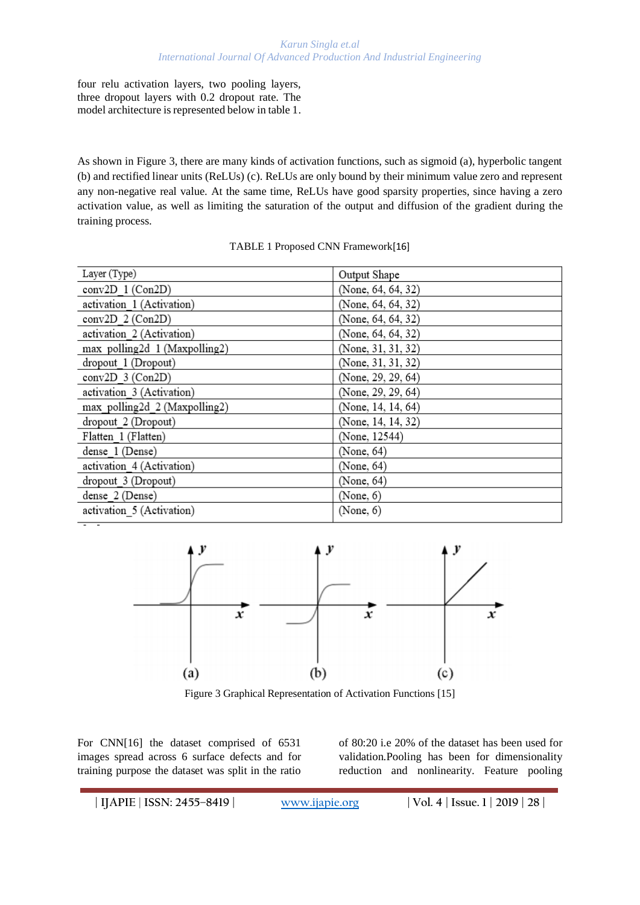four relu activation layers, two pooling layers, three dropout layers with 0.2 dropout rate. The model architecture is represented below in table 1.

As shown in Figure 3, there are many kinds of activation functions, such as sigmoid (a), hyperbolic tangent (b) and rectified linear units (ReLUs) (c). ReLUs are only bound by their minimum value zero and represent any non-negative real value. At the same time, ReLUs have good sparsity properties, since having a zero activation value, as well as limiting the saturation of the output and diffusion of the gradient during the training process.

TABLE 1 Proposed CNN Framework[16]

| Layer (Type) | Output Shape |
|---|---|
| conv2D_1 (Con2D) | (None, 64, 64, 32) |
| activation_1 (Activation) | (None, 64, 64, 32) |
| conv2D_2 (Con2D) | (None, 64, 64, 32) |
| activation_2 (Activation) | (None, 64, 64, 32) |
| max_polling2d_1 (Maxpolling2) | (None, 31, 31, 32) |
| dropout_1 (Dropout) | (None, 31, 31, 32) |
| conv2D_3 (Con2D) | (None, 29, 29, 64) |
| activation_3 (Activation) | (None, 29, 29, 64) |
| max_polling2d_2 (Maxpolling2) | (None, 14, 14, 64) |
| dropout_2 (Dropout) | (None, 14, 14, 32) |
| Flatten_1 (Flatten) | (None, 12544) |
| dense_1 (Dense) | (None, 64) |
| activation_4 (Activation) | (None, 64) |
| dropout_3 (Dropout) | (None, 64) |
| dense_2 (Dense) | (None, 6) |
| activation_5 (Activation) | (None, 6) |

Figure 3 Graphical Representation of Activation Functions [15]

For CNN[16] the dataset comprised of 6531 images spread across 6 surface defects and for training purpose the dataset was split in the ratio of 80:20 i.e 20% of the dataset has been used for validation.Pooling has been for dimensionality reduction and nonlinearity. Feature pooling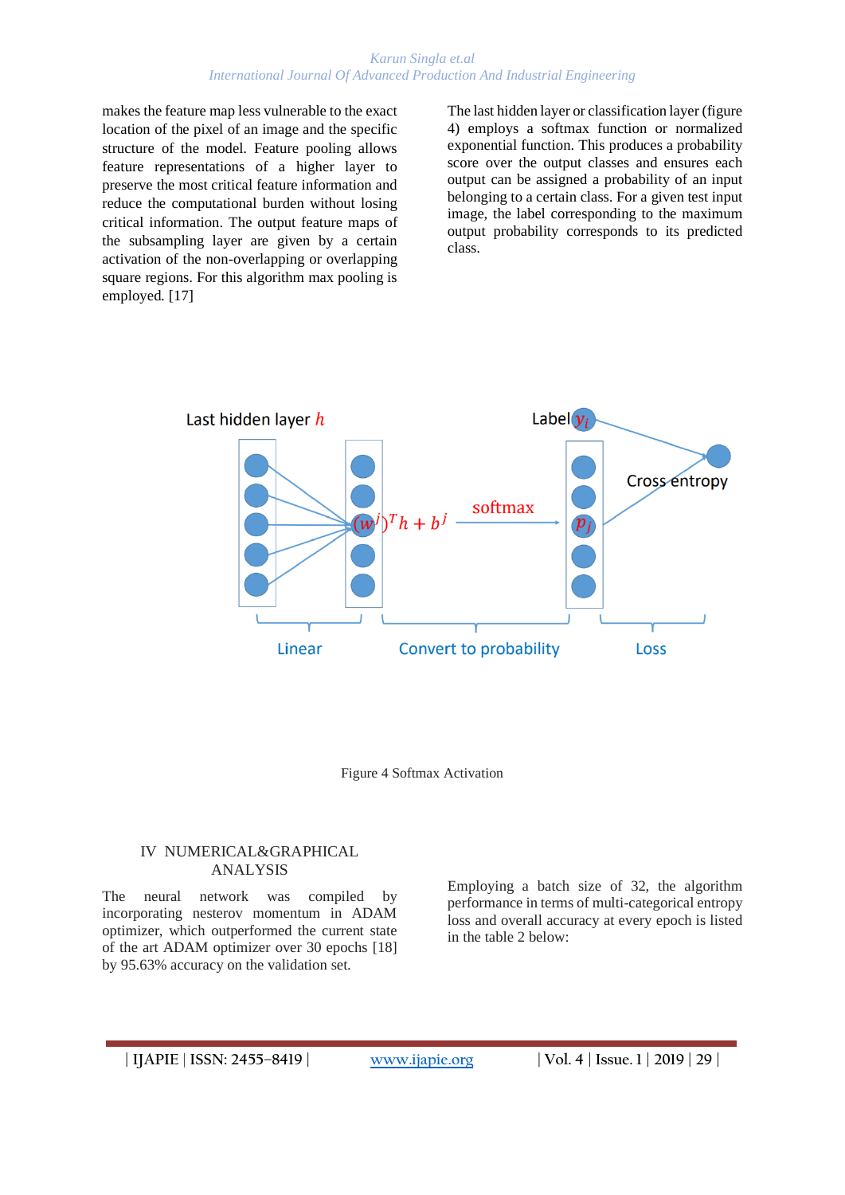makes the feature map less vulnerable to the exact location of the pixel of an image and the specific structure of the model. Feature pooling allows feature representations of a higher layer to preserve the most critical feature information and reduce the computational burden without losing critical information. The output feature maps of the subsampling layer are given by a certain activation of the non-overlapping or overlapping square regions. For this algorithm max pooling is employed. [17]

The last hidden layer or classification layer (figure 4) employs a softmax function or normalized exponential function. This produces a probability score over the output classes and ensures each output can be assigned a probability of an input belonging to a certain class. For a given test input image, the label corresponding to the maximum output probability corresponds to its predicted class.

Figure 4 Softmax Activation

## IV NUMERICAL&GRAPHICAL ANALYSIS

The neural network was compiled by incorporating nesterov momentum in ADAM optimizer, which outperformed the current state of the art ADAM optimizer over 30 epochs [18] by 95.63% accuracy on the validation set.

Employing a batch size of 32, the algorithm performance in terms of multi-categorical entropy loss and overall accuracy at every epoch is listed in the table 2 below: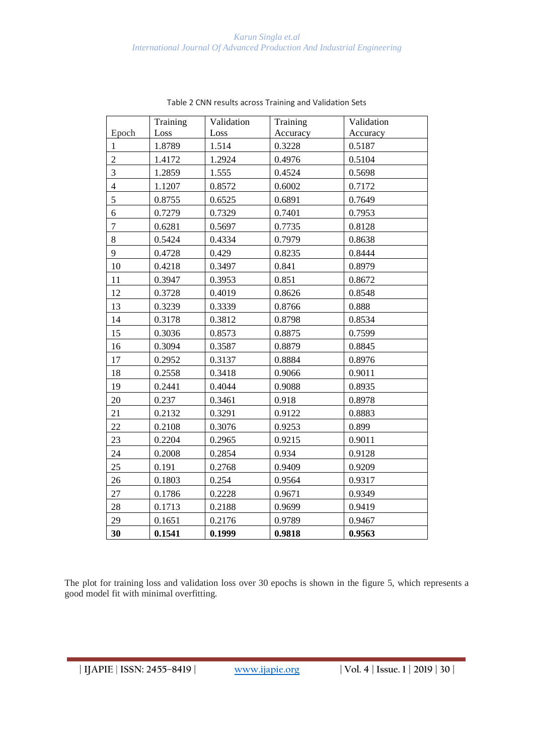Table 2 CNN results across Training and Validation Sets

| Epoch | Training Loss | Validation Loss | Training Accuracy | Validation Accuracy |
|---|---|---|---|---|
| 1 | 1.8789 | 1.514 | 0.3228 | 0.5187 |
| 2 | 1.4172 | 1.2924 | 0.4976 | 0.5104 |
| 3 | 1.2859 | 1.555 | 0.4524 | 0.5698 |
| 4 | 1.1207 | 0.8572 | 0.6002 | 0.7172 |
| 5 | 0.8755 | 0.6525 | 0.6891 | 0.7649 |
| 6 | 0.7279 | 0.7329 | 0.7401 | 0.7953 |
| 7 | 0.6281 | 0.5697 | 0.7735 | 0.8128 |
| 8 | 0.5424 | 0.4334 | 0.7979 | 0.8638 |
| 9 | 0.4728 | 0.429 | 0.8235 | 0.8444 |
| 10 | 0.4218 | 0.3497 | 0.841 | 0.8979 |
| 11 | 0.3947 | 0.3953 | 0.851 | 0.8672 |
| 12 | 0.3728 | 0.4019 | 0.8626 | 0.8548 |
| 13 | 0.3239 | 0.3339 | 0.8766 | 0.888 |
| 14 | 0.3178 | 0.3812 | 0.8798 | 0.8534 |
| 15 | 0.3036 | 0.8573 | 0.8875 | 0.7599 |
| 16 | 0.3094 | 0.3587 | 0.8879 | 0.8845 |
| 17 | 0.2952 | 0.3137 | 0.8884 | 0.8976 |
| 18 | 0.2558 | 0.3418 | 0.9066 | 0.9011 |
| 19 | 0.2441 | 0.4044 | 0.9088 | 0.8935 |
| 20 | 0.237 | 0.3461 | 0.918 | 0.8978 |
| 21 | 0.2132 | 0.3291 | 0.9122 | 0.8883 |
| 22 | 0.2108 | 0.3076 | 0.9253 | 0.899 |
| 23 | 0.2204 | 0.2965 | 0.9215 | 0.9011 |
| 24 | 0.2008 | 0.2854 | 0.934 | 0.9128 |
| 25 | 0.191 | 0.2768 | 0.9409 | 0.9209 |
| 26 | 0.1803 | 0.254 | 0.9564 | 0.9317 |
| 27 | 0.1786 | 0.2228 | 0.9671 | 0.9349 |
| 28 | 0.1713 | 0.2188 | 0.9699 | 0.9419 |
| 29 | 0.1651 | 0.2176 | 0.9789 | 0.9467 |
| **30** | **0.1541** | **0.1999** | **0.9818** | **0.9563** |

The plot for training loss and validation loss over 30 epochs is shown in the figure 5, which represents a good model fit with minimal overfitting.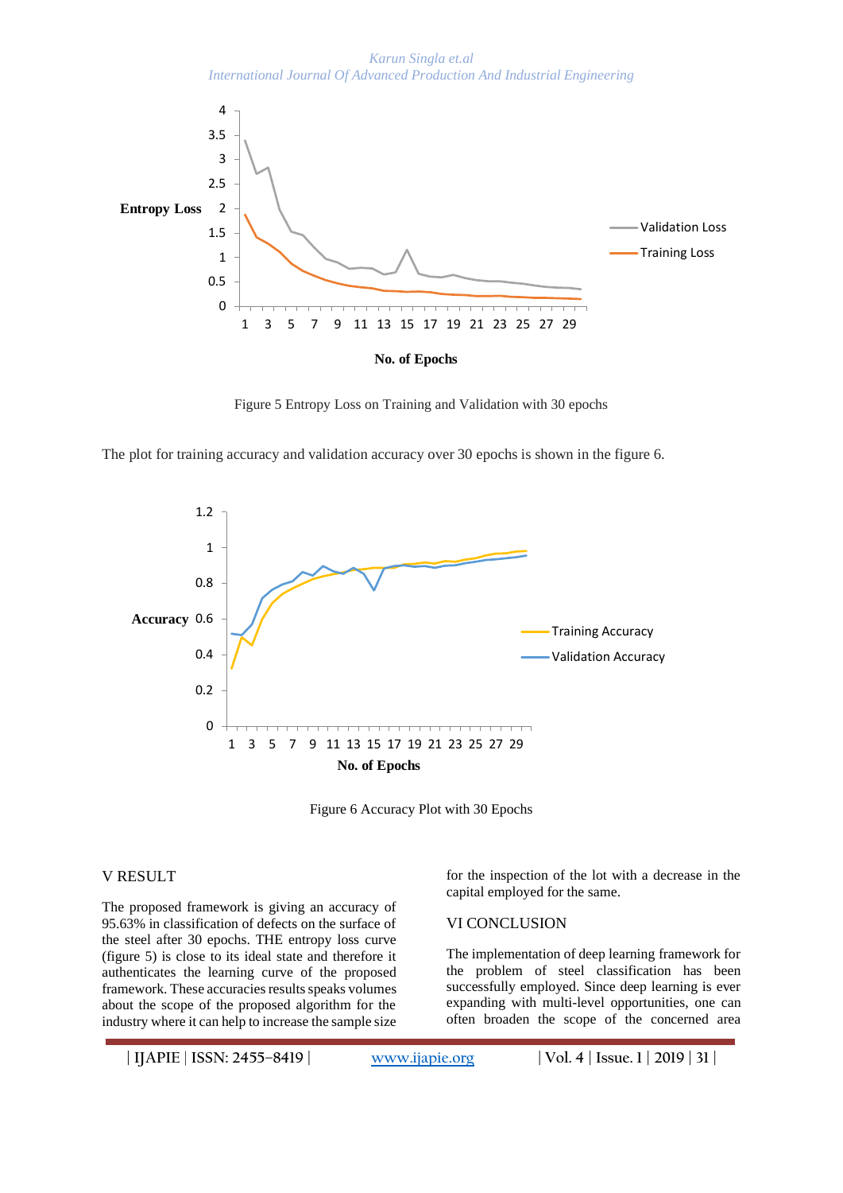Figure 5 Entropy Loss on Training and Validation with 30 epochs

The plot for training accuracy and validation accuracy over 30 epochs is shown in the figure 6.

Figure 6 Accuracy Plot with 30 Epochs

## V RESULT

The proposed framework is giving an accuracy of 95.63% in classification of defects on the surface of the steel after 30 epochs. THE entropy loss curve (figure 5) is close to its ideal state and therefore it authenticates the learning curve of the proposed framework. These accuracies results speaks volumes about the scope of the proposed algorithm for the industry where it can help to increase the sample size for the inspection of the lot with a decrease in the capital employed for the same.

## VI CONCLUSION

The implementation of deep learning framework for the problem of steel classification has been successfully employed. Since deep learning is ever expanding with multi-level opportunities, one can often broaden the scope of the concerned area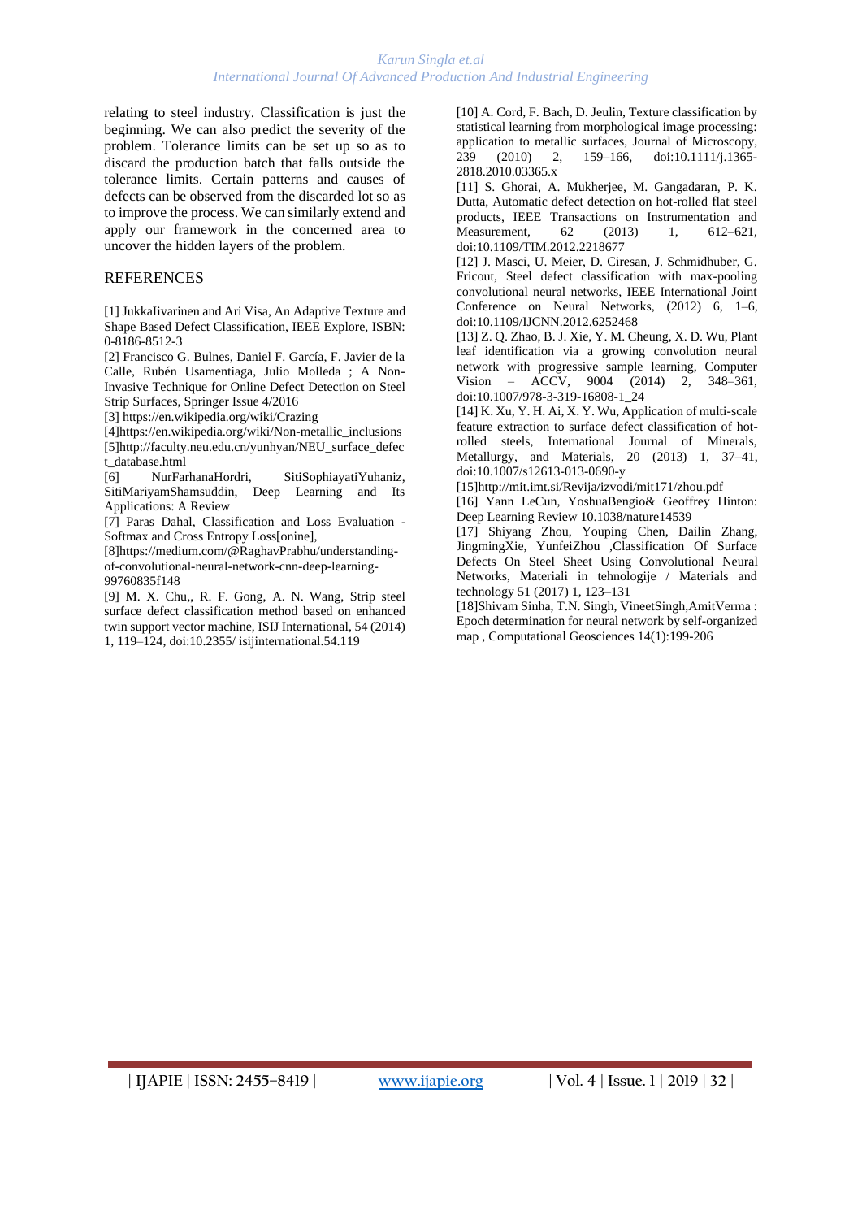relating to steel industry. Classification is just the beginning. We can also predict the severity of the problem. Tolerance limits can be set up so as to discard the production batch that falls outside the tolerance limits. Certain patterns and causes of defects can be observed from the discarded lot so as to improve the process. We can similarly extend and apply our framework in the concerned area to uncover the hidden layers of the problem.

## REFERENCES

[1] JukkaIivarinen and Ari Visa, An Adaptive Texture and Shape Based Defect Classification, IEEE Explore, ISBN: 0-8186-8512-3

[2] Francisco G. Bulnes, Daniel F. García, F. Javier de la Calle, Rubén Usamentiaga, Julio Molleda ; A Non-Invasive Technique for Online Defect Detection on Steel Strip Surfaces, Springer Issue 4/2016

[3] https://en.wikipedia.org/wiki/Crazing

[4]https://en.wikipedia.org/wiki/Non-metallic_inclusions

[5]http://faculty.neu.edu.cn/yunhyan/NEU_surface_defect_database.html

[6] NurFarhanaHordri, SitiSophiayatiYuhaniz, SitiMariyamShamsuddin, Deep Learning and Its Applications: A Review

[7] Paras Dahal, Classification and Loss Evaluation - Softmax and Cross Entropy Loss[onine],

[8]https://medium.com/@RaghavPrabhu/understanding-of-convolutional-neural-network-cnn-deep-learning-99760835f148

[9] M. X. Chu,, R. F. Gong, A. N. Wang, Strip steel surface defect classification method based on enhanced twin support vector machine, ISIJ International, 54 (2014) 1, 119–124, doi:10.2355/ isijinternational.54.119

[10] A. Cord, F. Bach, D. Jeulin, Texture classification by statistical learning from morphological image processing: application to metallic surfaces, Journal of Microscopy, 239 (2010) 2, 159–166, doi:10.1111/j.1365-2818.2010.03365.x

[11] S. Ghorai, A. Mukherjee, M. Gangadaran, P. K. Dutta, Automatic defect detection on hot-rolled flat steel products, IEEE Transactions on Instrumentation and Measurement, 62 (2013) 1, 612–621, doi:10.1109/TIM.2012.2218677

[12] J. Masci, U. Meier, D. Ciresan, J. Schmidhuber, G. Fricout, Steel defect classification with max-pooling convolutional neural networks, IEEE International Joint Conference on Neural Networks, (2012) 6, 1–6, doi:10.1109/IJCNN.2012.6252468

[13] Z. Q. Zhao, B. J. Xie, Y. M. Cheung, X. D. Wu, Plant leaf identification via a growing convolution neural network with progressive sample learning, Computer Vision – ACCV, 9004 (2014) 2, 348–361, doi:10.1007/978-3-319-16808-1_24

[14] K. Xu, Y. H. Ai, X. Y. Wu, Application of multi-scale feature extraction to surface defect classification of hot-rolled steels, International Journal of Minerals, Metallurgy, and Materials, 20 (2013) 1, 37–41, doi:10.1007/s12613-013-0690-y

[15]http://mit.imt.si/Revija/izvodi/mit171/zhou.pdf

[16] Yann LeCun, YoshuaBengio& Geoffrey Hinton: Deep Learning Review 10.1038/nature14539

[17] Shiyang Zhou, Youping Chen, Dailin Zhang, JingmingXie, YunfeiZhou ,Classification Of Surface Defects On Steel Sheet Using Convolutional Neural Networks, Materiali in tehnologije / Materials and technology 51 (2017) 1, 123–131

[18]Shivam Sinha, T.N. Singh, VineetSingh,AmitVerma : Epoch determination for neural network by self-organized map , Computational Geosciences 14(1):199-206